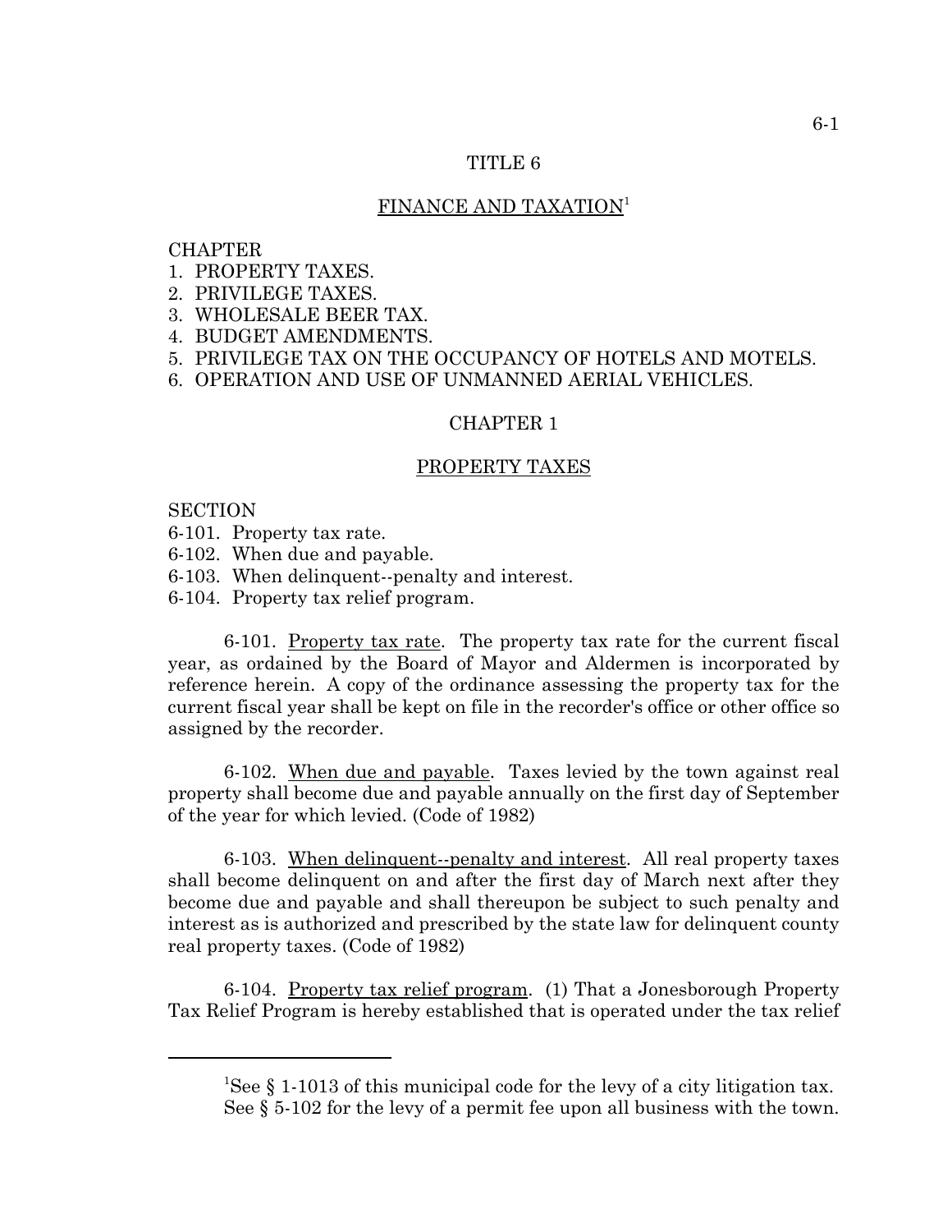# TITLE 6

## FINANCE AND TAXATION[1]

CHAPTER
1. PROPERTY TAXES.
2. PRIVILEGE TAXES.
3. WHOLESALE BEER TAX.
4. BUDGET AMENDMENTS.
5. PRIVILEGE TAX ON THE OCCUPANCY OF HOTELS AND MOTELS.
6. OPERATION AND USE OF UNMANNED AERIAL VEHICLES.

## CHAPTER 1

## PROPERTY TAXES

SECTION
6-101. Property tax rate.
6-102. When due and payable.
6-103. When delinquent--penalty and interest.
6-104. Property tax relief program.

6-101. Property tax rate. The property tax rate for the current fiscal year, as ordained by the Board of Mayor and Aldermen is incorporated by reference herein. A copy of the ordinance assessing the property tax for the current fiscal year shall be kept on file in the recorder's office or other office so assigned by the recorder.

6-102. When due and payable. Taxes levied by the town against real property shall become due and payable annually on the first day of September of the year for which levied. (Code of 1982)

6-103. When delinquent--penalty and interest. All real property taxes shall become delinquent on and after the first day of March next after they become due and payable and shall thereupon be subject to such penalty and interest as is authorized and prescribed by the state law for delinquent county real property taxes. (Code of 1982)

6-104. Property tax relief program. (1) That a Jonesborough Property Tax Relief Program is hereby established that is operated under the tax relief

---

[1] See § 1-1013 of this municipal code for the levy of a city litigation tax. See § 5-102 for the levy of a permit fee upon all business with the town.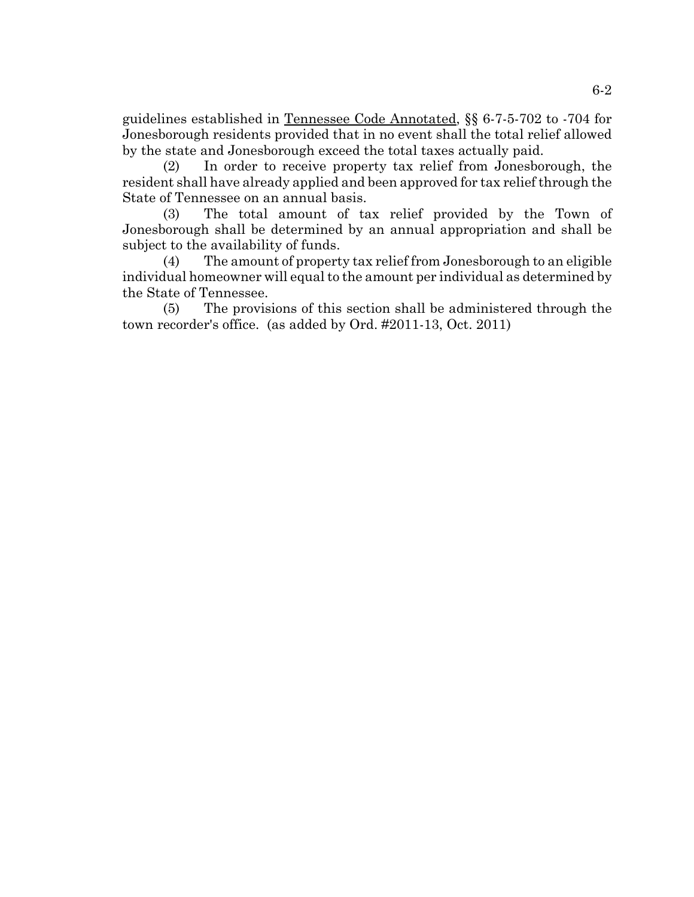guidelines established in Tennessee Code Annotated, §§ 6-7-5-702 to -704 for Jonesborough residents provided that in no event shall the total relief allowed by the state and Jonesborough exceed the total taxes actually paid.

(2) In order to receive property tax relief from Jonesborough, the resident shall have already applied and been approved for tax relief through the State of Tennessee on an annual basis.

(3) The total amount of tax relief provided by the Town of Jonesborough shall be determined by an annual appropriation and shall be subject to the availability of funds.

(4) The amount of property tax relief from Jonesborough to an eligible individual homeowner will equal to the amount per individual as determined by the State of Tennessee.

(5) The provisions of this section shall be administered through the town recorder's office. (as added by Ord. #2011-13, Oct. 2011)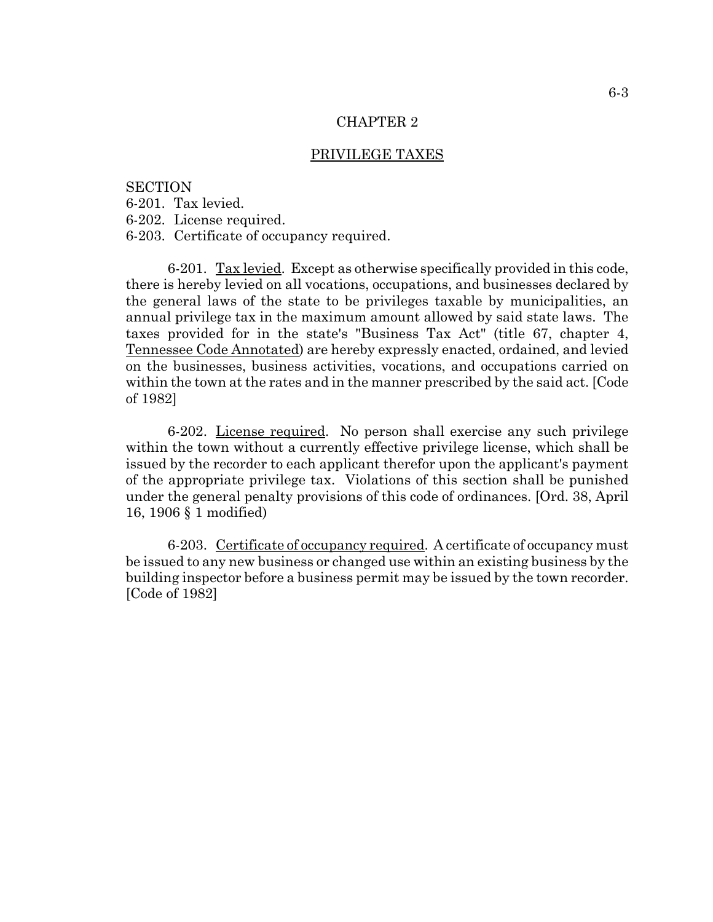# CHAPTER 2

## PRIVILEGE TAXES

SECTION
6-201. Tax levied.
6-202. License required.
6-203. Certificate of occupancy required.

6-201. Tax levied. Except as otherwise specifically provided in this code, there is hereby levied on all vocations, occupations, and businesses declared by the general laws of the state to be privileges taxable by municipalities, an annual privilege tax in the maximum amount allowed by said state laws. The taxes provided for in the state's "Business Tax Act" (title 67, chapter 4, Tennessee Code Annotated) are hereby expressly enacted, ordained, and levied on the businesses, business activities, vocations, and occupations carried on within the town at the rates and in the manner prescribed by the said act. [Code of 1982]

6-202. License required. No person shall exercise any such privilege within the town without a currently effective privilege license, which shall be issued by the recorder to each applicant therefor upon the applicant's payment of the appropriate privilege tax. Violations of this section shall be punished under the general penalty provisions of this code of ordinances. [Ord. 38, April 16, 1906 § 1 modified)

6-203. Certificate of occupancy required. A certificate of occupancy must be issued to any new business or changed use within an existing business by the building inspector before a business permit may be issued by the town recorder. [Code of 1982]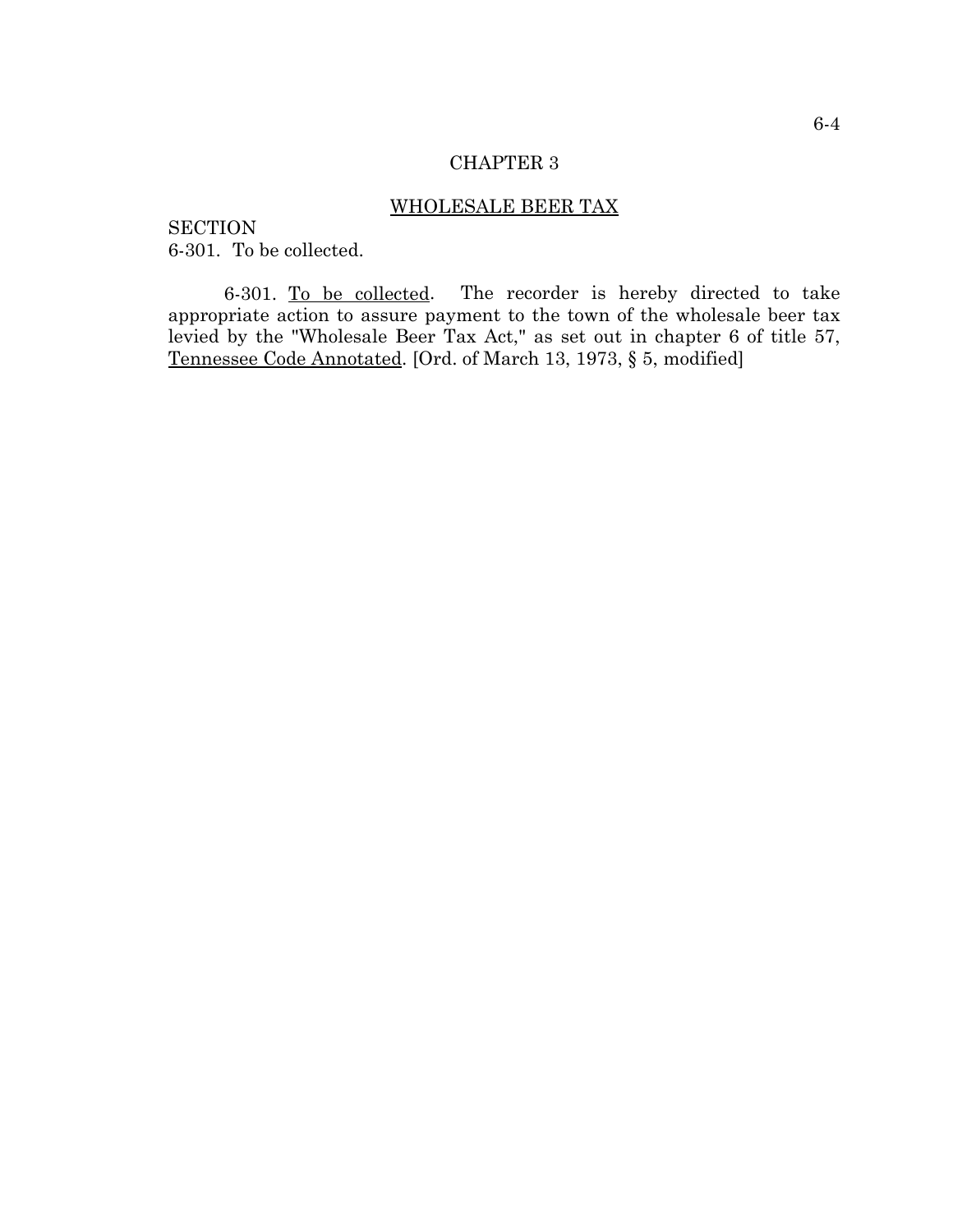# CHAPTER 3

## WHOLESALE BEER TAX

SECTION
6-301. To be collected.

6-301. To be collected. The recorder is hereby directed to take appropriate action to assure payment to the town of the wholesale beer tax levied by the "Wholesale Beer Tax Act," as set out in chapter 6 of title 57, Tennessee Code Annotated. [Ord. of March 13, 1973, § 5, modified]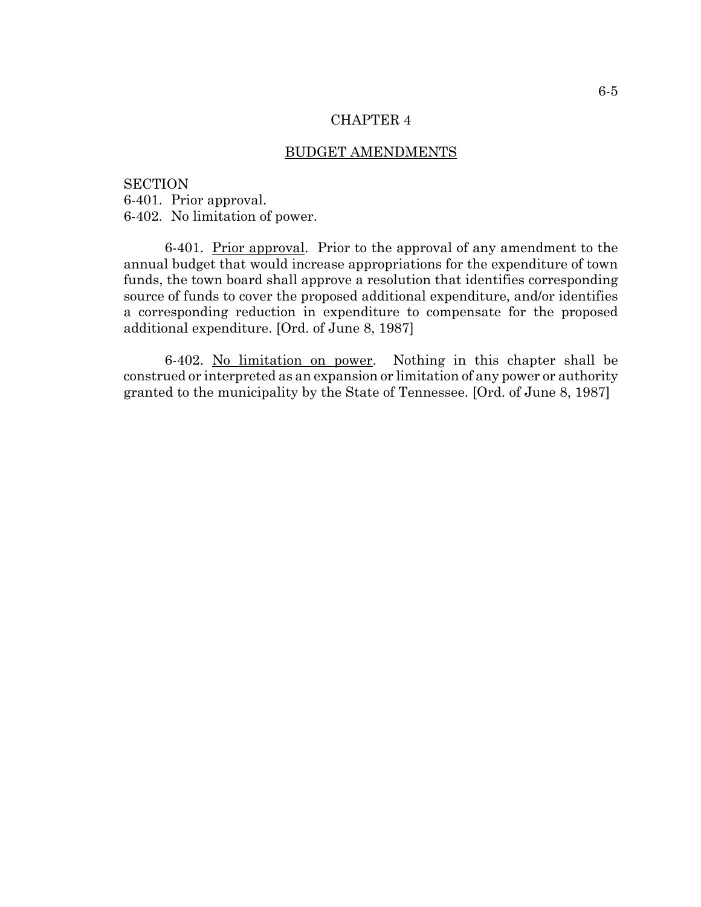# CHAPTER 4

## BUDGET AMENDMENTS

SECTION
6-401. Prior approval.
6-402. No limitation of power.

6-401. Prior approval. Prior to the approval of any amendment to the annual budget that would increase appropriations for the expenditure of town funds, the town board shall approve a resolution that identifies corresponding source of funds to cover the proposed additional expenditure, and/or identifies a corresponding reduction in expenditure to compensate for the proposed additional expenditure. [Ord. of June 8, 1987]

6-402. No limitation on power. Nothing in this chapter shall be construed or interpreted as an expansion or limitation of any power or authority granted to the municipality by the State of Tennessee. [Ord. of June 8, 1987]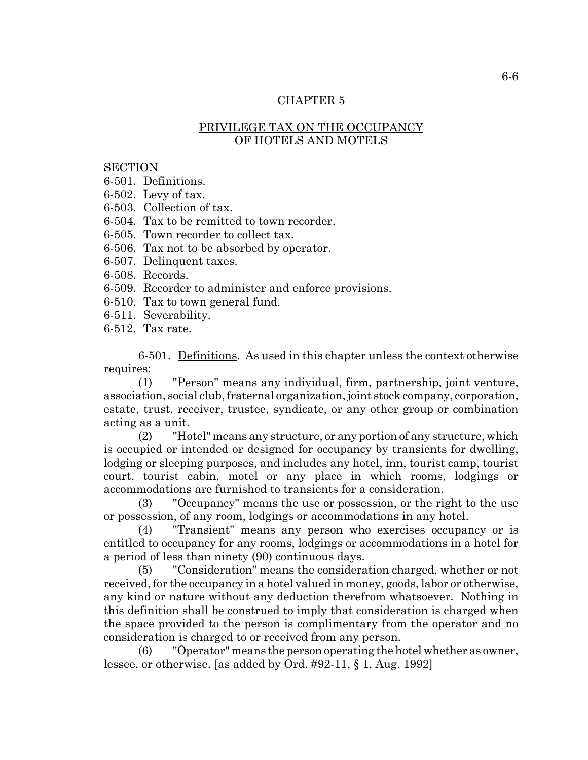## CHAPTER 5

## PRIVILEGE TAX ON THE OCCUPANCY OF HOTELS AND MOTELS

SECTION
6-501. Definitions.
6-502. Levy of tax.
6-503. Collection of tax.
6-504. Tax to be remitted to town recorder.
6-505. Town recorder to collect tax.
6-506. Tax not to be absorbed by operator.
6-507. Delinquent taxes.
6-508. Records.
6-509. Recorder to administer and enforce provisions.
6-510. Tax to town general fund.
6-511. Severability.
6-512. Tax rate.

6-501. Definitions. As used in this chapter unless the context otherwise requires:

(1) "Person" means any individual, firm, partnership, joint venture, association, social club, fraternal organization, joint stock company, corporation, estate, trust, receiver, trustee, syndicate, or any other group or combination acting as a unit.

(2) "Hotel" means any structure, or any portion of any structure, which is occupied or intended or designed for occupancy by transients for dwelling, lodging or sleeping purposes, and includes any hotel, inn, tourist camp, tourist court, tourist cabin, motel or any place in which rooms, lodgings or accommodations are furnished to transients for a consideration.

(3) "Occupancy" means the use or possession, or the right to the use or possession, of any room, lodgings or accommodations in any hotel.

(4) "Transient" means any person who exercises occupancy or is entitled to occupancy for any rooms, lodgings or accommodations in a hotel for a period of less than ninety (90) continuous days.

(5) "Consideration" means the consideration charged, whether or not received, for the occupancy in a hotel valued in money, goods, labor or otherwise, any kind or nature without any deduction therefrom whatsoever. Nothing in this definition shall be construed to imply that consideration is charged when the space provided to the person is complimentary from the operator and no consideration is charged to or received from any person.

(6) "Operator" means the person operating the hotel whether as owner, lessee, or otherwise. [as added by Ord. #92-11, § 1, Aug. 1992]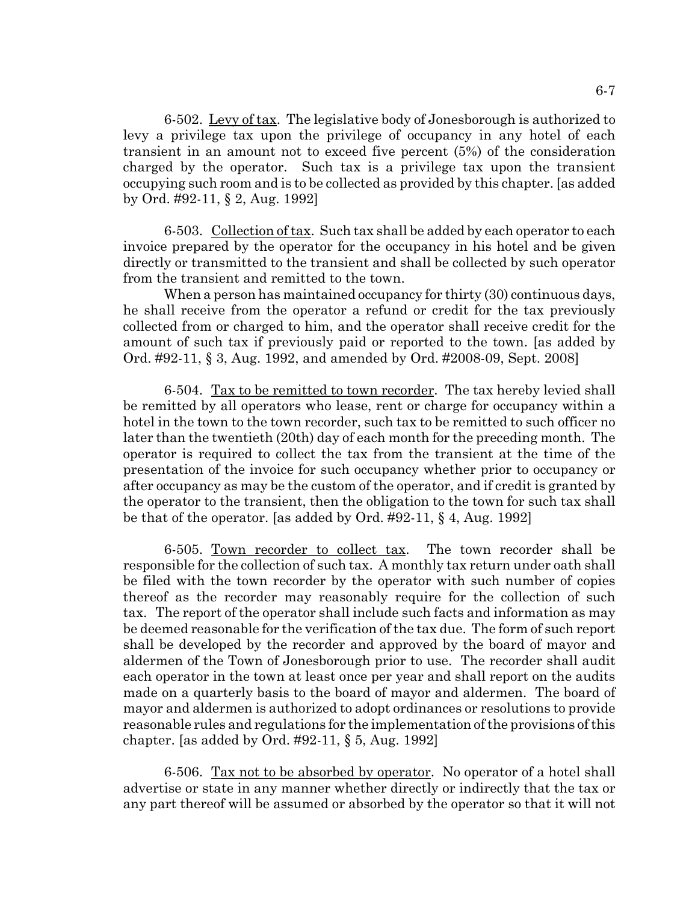6-502. Levy of tax. The legislative body of Jonesborough is authorized to levy a privilege tax upon the privilege of occupancy in any hotel of each transient in an amount not to exceed five percent (5%) of the consideration charged by the operator. Such tax is a privilege tax upon the transient occupying such room and is to be collected as provided by this chapter. [as added by Ord. #92-11, § 2, Aug. 1992]

6-503. Collection of tax. Such tax shall be added by each operator to each invoice prepared by the operator for the occupancy in his hotel and be given directly or transmitted to the transient and shall be collected by such operator from the transient and remitted to the town.

When a person has maintained occupancy for thirty (30) continuous days, he shall receive from the operator a refund or credit for the tax previously collected from or charged to him, and the operator shall receive credit for the amount of such tax if previously paid or reported to the town. [as added by Ord. #92-11, § 3, Aug. 1992, and amended by Ord. #2008-09, Sept. 2008]

6-504. Tax to be remitted to town recorder. The tax hereby levied shall be remitted by all operators who lease, rent or charge for occupancy within a hotel in the town to the town recorder, such tax to be remitted to such officer no later than the twentieth (20th) day of each month for the preceding month. The operator is required to collect the tax from the transient at the time of the presentation of the invoice for such occupancy whether prior to occupancy or after occupancy as may be the custom of the operator, and if credit is granted by the operator to the transient, then the obligation to the town for such tax shall be that of the operator. [as added by Ord. #92-11, § 4, Aug. 1992]

6-505. Town recorder to collect tax. The town recorder shall be responsible for the collection of such tax. A monthly tax return under oath shall be filed with the town recorder by the operator with such number of copies thereof as the recorder may reasonably require for the collection of such tax. The report of the operator shall include such facts and information as may be deemed reasonable for the verification of the tax due. The form of such report shall be developed by the recorder and approved by the board of mayor and aldermen of the Town of Jonesborough prior to use. The recorder shall audit each operator in the town at least once per year and shall report on the audits made on a quarterly basis to the board of mayor and aldermen. The board of mayor and aldermen is authorized to adopt ordinances or resolutions to provide reasonable rules and regulations for the implementation of the provisions of this chapter. [as added by Ord. #92-11, § 5, Aug. 1992]

6-506. Tax not to be absorbed by operator. No operator of a hotel shall advertise or state in any manner whether directly or indirectly that the tax or any part thereof will be assumed or absorbed by the operator so that it will not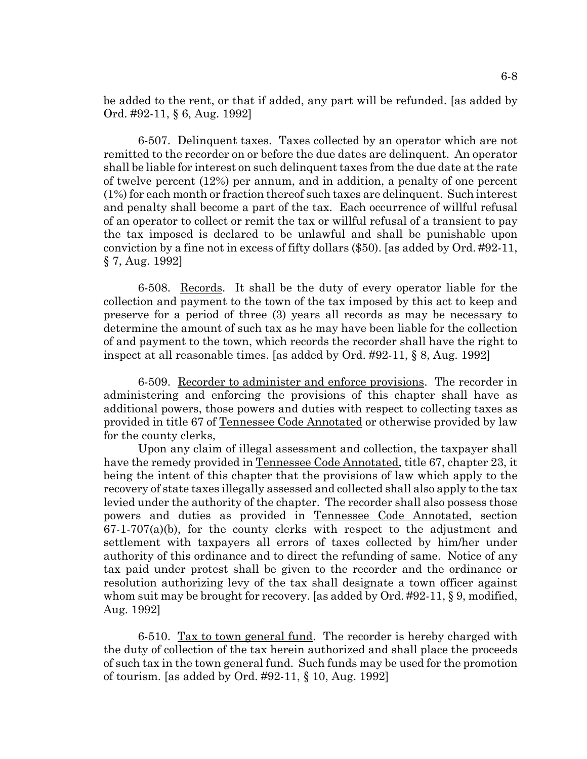be added to the rent, or that if added, any part will be refunded. [as added by Ord. #92-11, § 6, Aug. 1992]

6-507. Delinquent taxes. Taxes collected by an operator which are not remitted to the recorder on or before the due dates are delinquent. An operator shall be liable for interest on such delinquent taxes from the due date at the rate of twelve percent (12%) per annum, and in addition, a penalty of one percent (1%) for each month or fraction thereof such taxes are delinquent. Such interest and penalty shall become a part of the tax. Each occurrence of willful refusal of an operator to collect or remit the tax or willful refusal of a transient to pay the tax imposed is declared to be unlawful and shall be punishable upon conviction by a fine not in excess of fifty dollars ($50). [as added by Ord. #92-11, § 7, Aug. 1992]

6-508. Records. It shall be the duty of every operator liable for the collection and payment to the town of the tax imposed by this act to keep and preserve for a period of three (3) years all records as may be necessary to determine the amount of such tax as he may have been liable for the collection of and payment to the town, which records the recorder shall have the right to inspect at all reasonable times. [as added by Ord. #92-11, § 8, Aug. 1992]

6-509. Recorder to administer and enforce provisions. The recorder in administering and enforcing the provisions of this chapter shall have as additional powers, those powers and duties with respect to collecting taxes as provided in title 67 of Tennessee Code Annotated or otherwise provided by law for the county clerks,

Upon any claim of illegal assessment and collection, the taxpayer shall have the remedy provided in Tennessee Code Annotated, title 67, chapter 23, it being the intent of this chapter that the provisions of law which apply to the recovery of state taxes illegally assessed and collected shall also apply to the tax levied under the authority of the chapter. The recorder shall also possess those powers and duties as provided in Tennessee Code Annotated, section 67-1-707(a)(b), for the county clerks with respect to the adjustment and settlement with taxpayers all errors of taxes collected by him/her under authority of this ordinance and to direct the refunding of same. Notice of any tax paid under protest shall be given to the recorder and the ordinance or resolution authorizing levy of the tax shall designate a town officer against whom suit may be brought for recovery. [as added by Ord. #92-11, § 9, modified, Aug. 1992]

6-510. Tax to town general fund. The recorder is hereby charged with the duty of collection of the tax herein authorized and shall place the proceeds of such tax in the town general fund. Such funds may be used for the promotion of tourism. [as added by Ord. #92-11, § 10, Aug. 1992]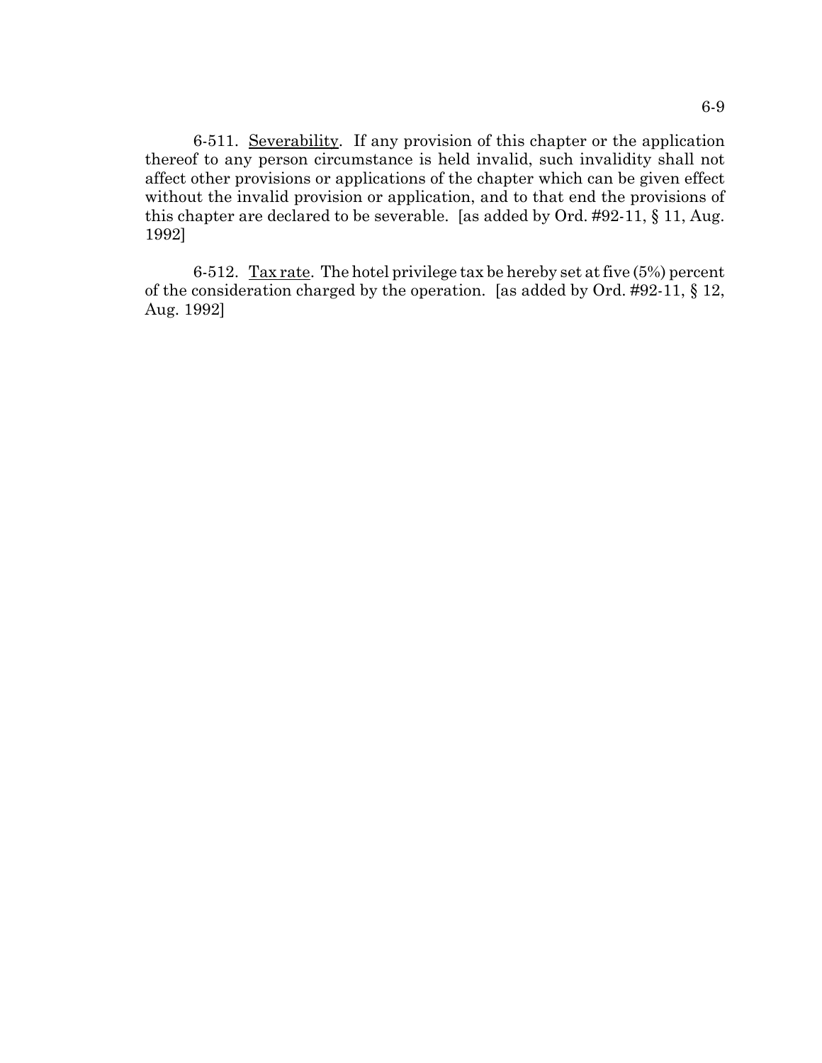6-511. Severability. If any provision of this chapter or the application thereof to any person circumstance is held invalid, such invalidity shall not affect other provisions or applications of the chapter which can be given effect without the invalid provision or application, and to that end the provisions of this chapter are declared to be severable. [as added by Ord. #92-11, § 11, Aug. 1992]

6-512. Tax rate. The hotel privilege tax be hereby set at five (5%) percent of the consideration charged by the operation. [as added by Ord. #92-11, § 12, Aug. 1992]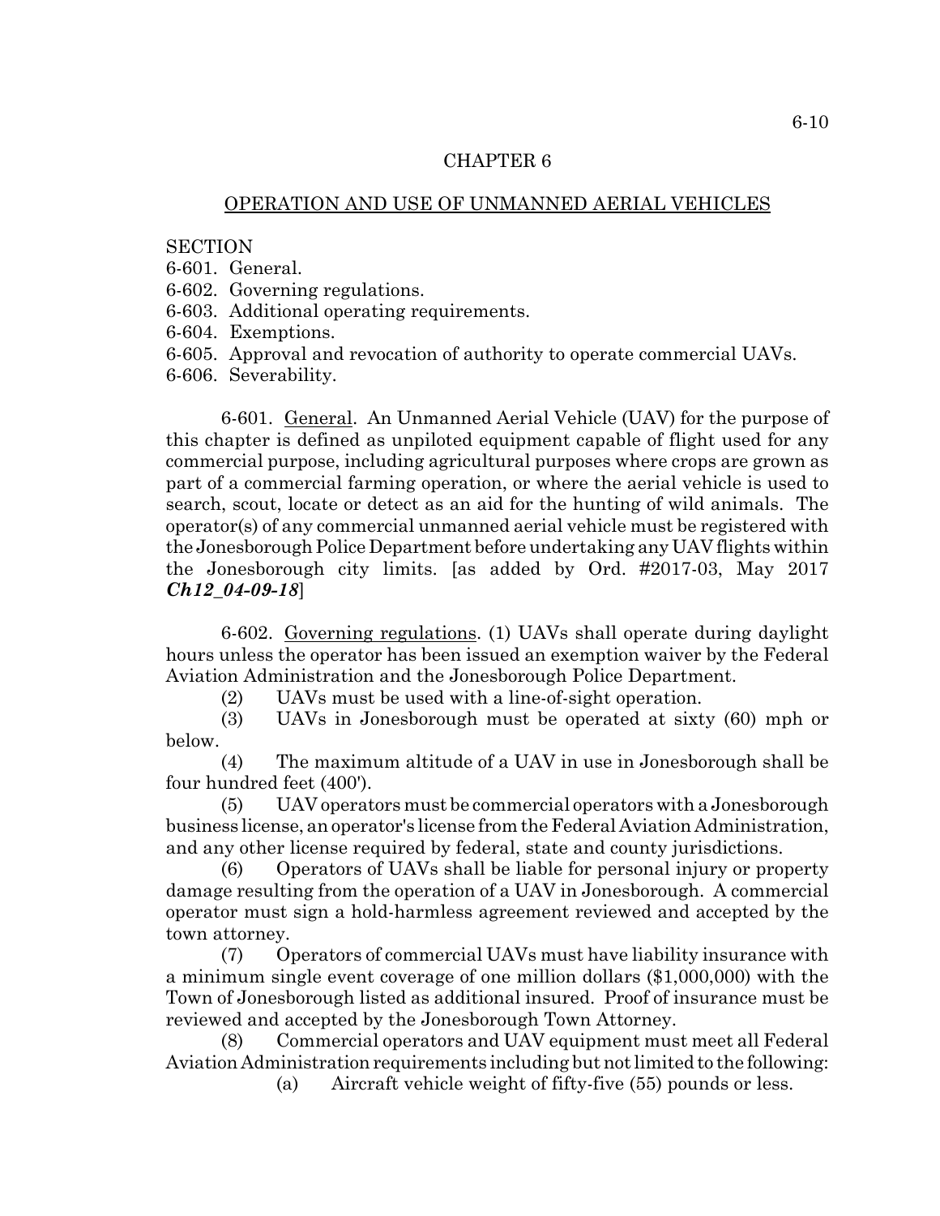## CHAPTER 6

## OPERATION AND USE OF UNMANNED AERIAL VEHICLES

SECTION
6-601. General.
6-602. Governing regulations.
6-603. Additional operating requirements.
6-604. Exemptions.
6-605. Approval and revocation of authority to operate commercial UAVs.
6-606. Severability.

**6-601. General.** An Unmanned Aerial Vehicle (UAV) for the purpose of this chapter is defined as unpiloted equipment capable of flight used for any commercial purpose, including agricultural purposes where crops are grown as part of a commercial farming operation, or where the aerial vehicle is used to search, scout, locate or detect as an aid for the hunting of wild animals. The operator(s) of any commercial unmanned aerial vehicle must be registered with the Jonesborough Police Department before undertaking any UAV flights within the Jonesborough city limits. [as added by Ord. #2017-03, May 2017 ***Ch12_04-09-18***]

**6-602. Governing regulations.** (1) UAVs shall operate during daylight hours unless the operator has been issued an exemption waiver by the Federal Aviation Administration and the Jonesborough Police Department.

(2) UAVs must be used with a line-of-sight operation.

(3) UAVs in Jonesborough must be operated at sixty (60) mph or below.

(4) The maximum altitude of a UAV in use in Jonesborough shall be four hundred feet (400').

(5) UAV operators must be commercial operators with a Jonesborough business license, an operator's license from the Federal Aviation Administration, and any other license required by federal, state and county jurisdictions.

(6) Operators of UAVs shall be liable for personal injury or property damage resulting from the operation of a UAV in Jonesborough. A commercial operator must sign a hold-harmless agreement reviewed and accepted by the town attorney.

(7) Operators of commercial UAVs must have liability insurance with a minimum single event coverage of one million dollars ($1,000,000) with the Town of Jonesborough listed as additional insured. Proof of insurance must be reviewed and accepted by the Jonesborough Town Attorney.

(8) Commercial operators and UAV equipment must meet all Federal Aviation Administration requirements including but not limited to the following:

(a) Aircraft vehicle weight of fifty-five (55) pounds or less.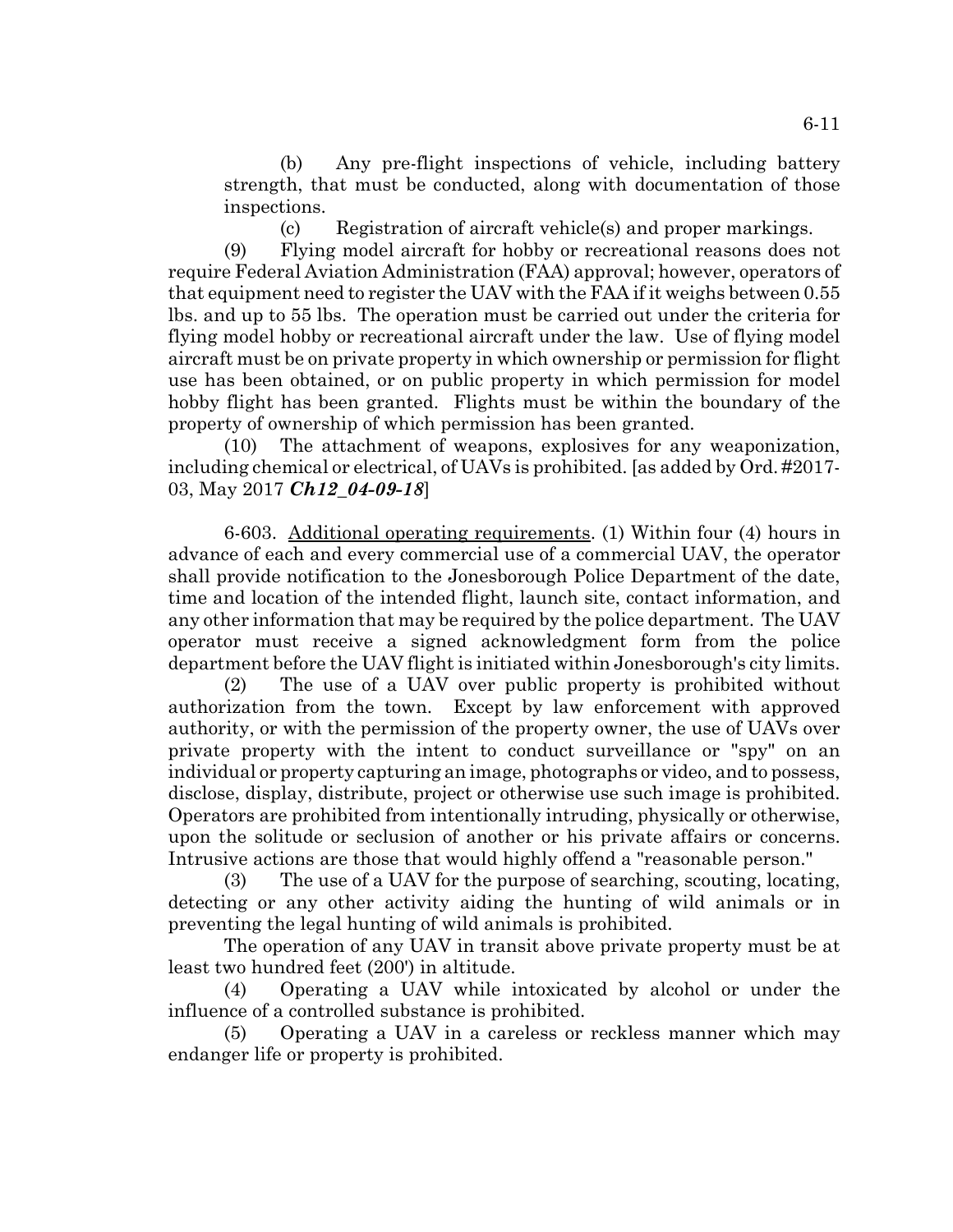(b) Any pre-flight inspections of vehicle, including battery strength, that must be conducted, along with documentation of those inspections.

(c) Registration of aircraft vehicle(s) and proper markings.

(9) Flying model aircraft for hobby or recreational reasons does not require Federal Aviation Administration (FAA) approval; however, operators of that equipment need to register the UAV with the FAA if it weighs between 0.55 lbs. and up to 55 lbs. The operation must be carried out under the criteria for flying model hobby or recreational aircraft under the law. Use of flying model aircraft must be on private property in which ownership or permission for flight use has been obtained, or on public property in which permission for model hobby flight has been granted. Flights must be within the boundary of the property of ownership of which permission has been granted.

(10) The attachment of weapons, explosives for any weaponization, including chemical or electrical, of UAVs is prohibited. [as added by Ord. #2017-03, May 2017 ***Ch12_04-09-18***]

6-603. Additional operating requirements. (1) Within four (4) hours in advance of each and every commercial use of a commercial UAV, the operator shall provide notification to the Jonesborough Police Department of the date, time and location of the intended flight, launch site, contact information, and any other information that may be required by the police department. The UAV operator must receive a signed acknowledgment form from the police department before the UAV flight is initiated within Jonesborough's city limits.

(2) The use of a UAV over public property is prohibited without authorization from the town. Except by law enforcement with approved authority, or with the permission of the property owner, the use of UAVs over private property with the intent to conduct surveillance or "spy" on an individual or property capturing an image, photographs or video, and to possess, disclose, display, distribute, project or otherwise use such image is prohibited. Operators are prohibited from intentionally intruding, physically or otherwise, upon the solitude or seclusion of another or his private affairs or concerns. Intrusive actions are those that would highly offend a "reasonable person."

(3) The use of a UAV for the purpose of searching, scouting, locating, detecting or any other activity aiding the hunting of wild animals or in preventing the legal hunting of wild animals is prohibited.

The operation of any UAV in transit above private property must be at least two hundred feet (200') in altitude.

(4) Operating a UAV while intoxicated by alcohol or under the influence of a controlled substance is prohibited.

(5) Operating a UAV in a careless or reckless manner which may endanger life or property is prohibited.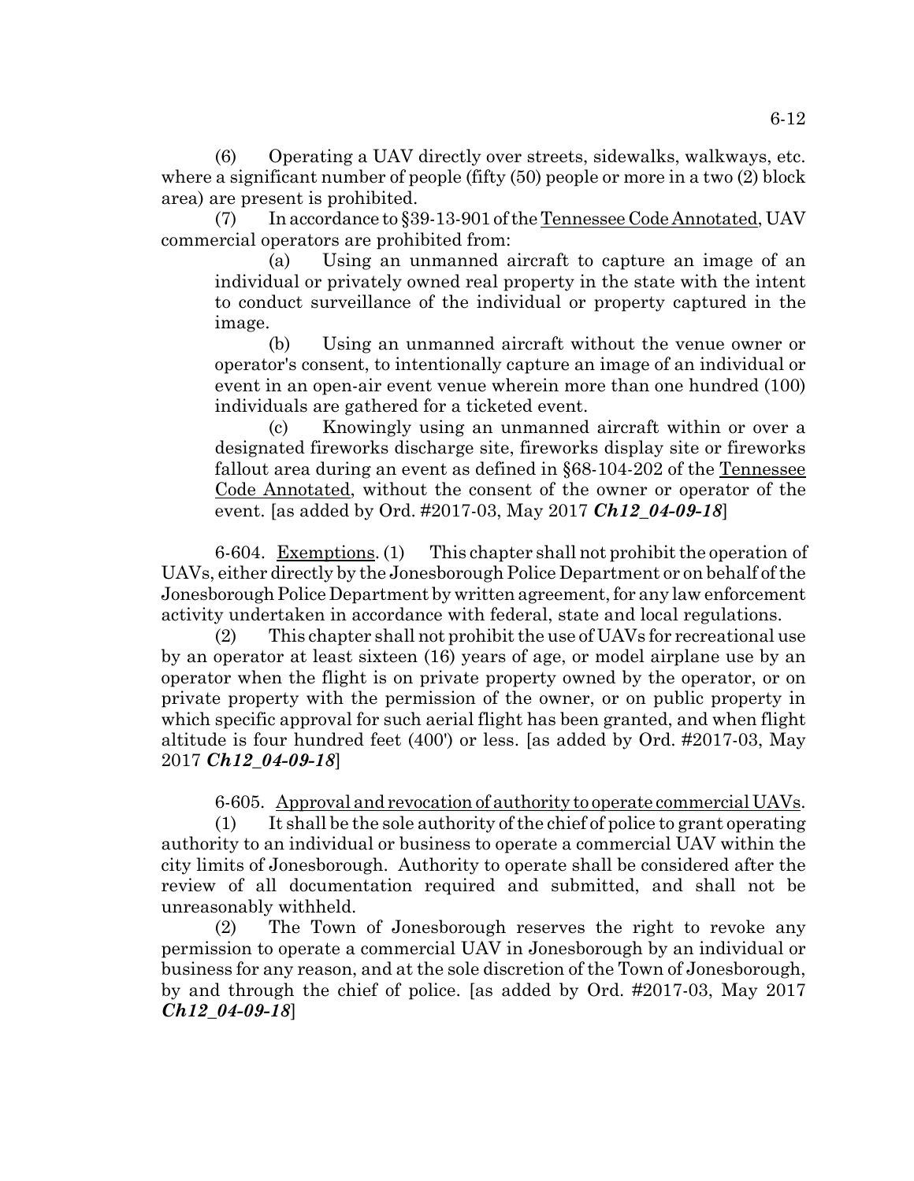(6) Operating a UAV directly over streets, sidewalks, walkways, etc. where a significant number of people (fifty (50) people or more in a two (2) block area) are present is prohibited.

(7) In accordance to §39-13-901 of the Tennessee Code Annotated, UAV commercial operators are prohibited from:

(a) Using an unmanned aircraft to capture an image of an individual or privately owned real property in the state with the intent to conduct surveillance of the individual or property captured in the image.

(b) Using an unmanned aircraft without the venue owner or operator's consent, to intentionally capture an image of an individual or event in an open-air event venue wherein more than one hundred (100) individuals are gathered for a ticketed event.

(c) Knowingly using an unmanned aircraft within or over a designated fireworks discharge site, fireworks display site or fireworks fallout area during an event as defined in §68-104-202 of the Tennessee Code Annotated, without the consent of the owner or operator of the event. [as added by Ord. #2017-03, May 2017 ***Ch12_04-09-18***]

6-604. Exemptions. (1) This chapter shall not prohibit the operation of UAVs, either directly by the Jonesborough Police Department or on behalf of the Jonesborough Police Department by written agreement, for any law enforcement activity undertaken in accordance with federal, state and local regulations.

(2) This chapter shall not prohibit the use of UAVs for recreational use by an operator at least sixteen (16) years of age, or model airplane use by an operator when the flight is on private property owned by the operator, or on private property with the permission of the owner, or on public property in which specific approval for such aerial flight has been granted, and when flight altitude is four hundred feet (400') or less. [as added by Ord. #2017-03, May 2017 ***Ch12_04-09-18***]

6-605. Approval and revocation of authority to operate commercial UAVs.

(1) It shall be the sole authority of the chief of police to grant operating authority to an individual or business to operate a commercial UAV within the city limits of Jonesborough. Authority to operate shall be considered after the review of all documentation required and submitted, and shall not be unreasonably withheld.

(2) The Town of Jonesborough reserves the right to revoke any permission to operate a commercial UAV in Jonesborough by an individual or business for any reason, and at the sole discretion of the Town of Jonesborough, by and through the chief of police. [as added by Ord. #2017-03, May 2017 ***Ch12_04-09-18***]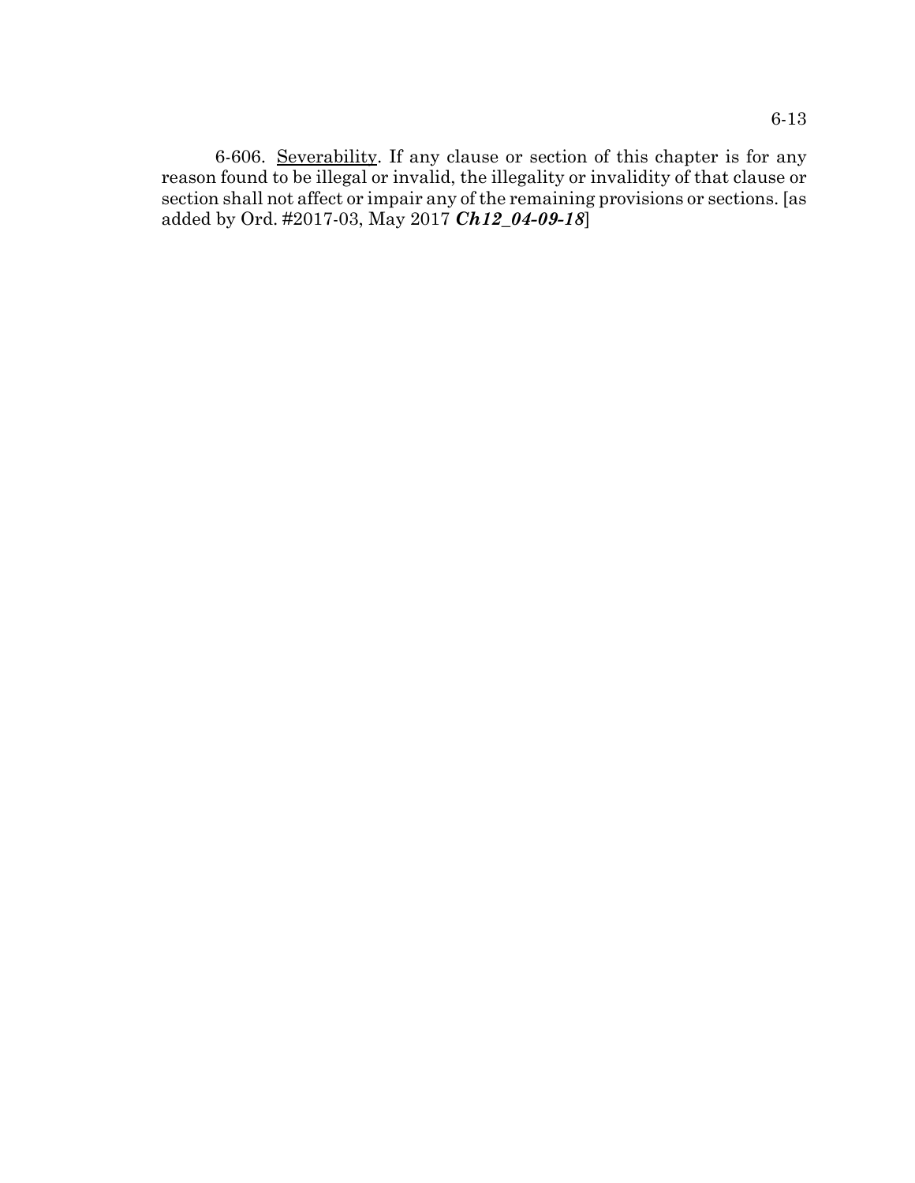6-606. Severability. If any clause or section of this chapter is for any reason found to be illegal or invalid, the illegality or invalidity of that clause or section shall not affect or impair any of the remaining provisions or sections. [as added by Ord. #2017-03, May 2017 ***Ch12_04-09-18***]